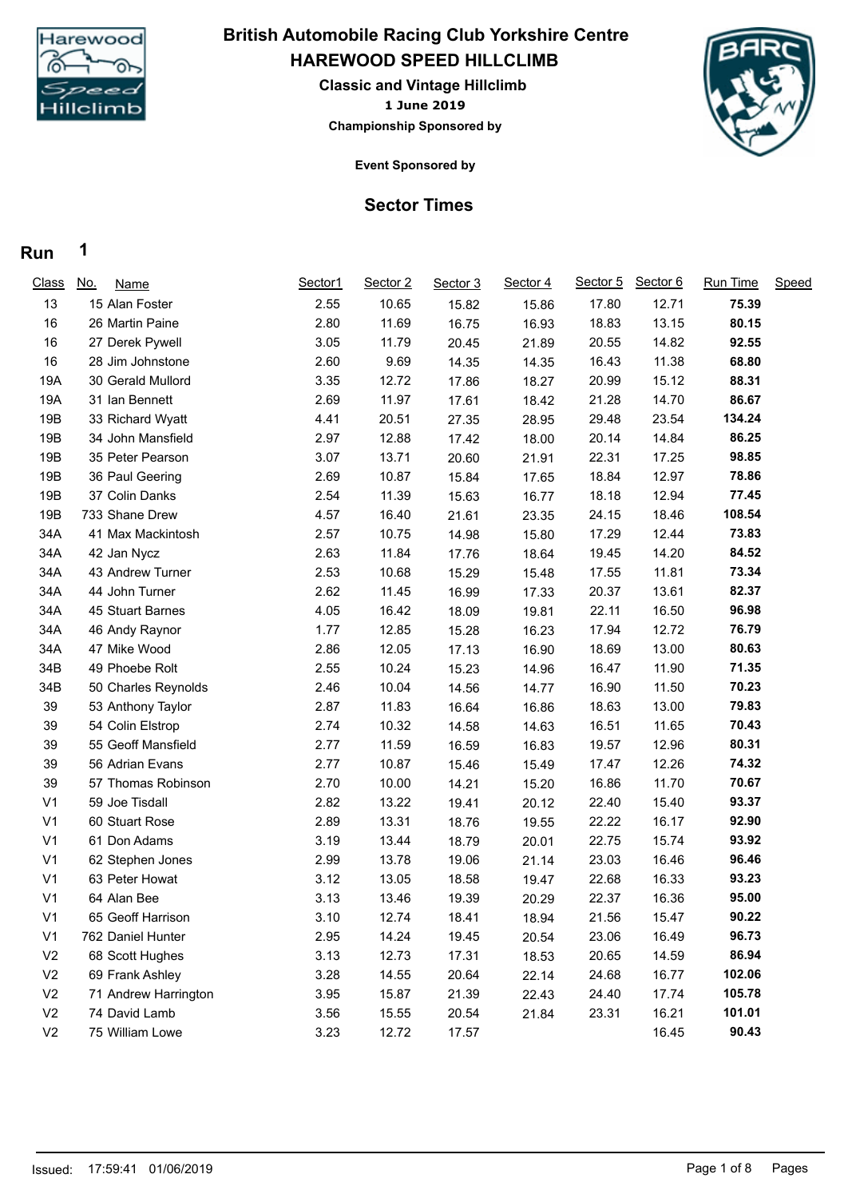# British Automobile Racing Club Yorkshire Centre

## HAREWOOD SPEED HILLCLIMB

### Classic and Vintage Hillclimb

**1 June 2019**

**Championship Sponsored by**

**Event Sponsored by**

## Sector Times

**Run 1**

| Class | No. | Name | Sector1 | Sector 2 | Sector 3 | Sector 4 | Sector 5 | Sector 6 | Run Time | Speed |
|---|---|---|---|---|---|---|---|---|---|---|
| 13 | 15 | Alan Foster | 2.55 | 10.65 | 15.82 | 15.86 | 17.80 | 12.71 | **75.39** | |
| 16 | 26 | Martin Paine | 2.80 | 11.69 | 16.75 | 16.93 | 18.83 | 13.15 | **80.15** | |
| 16 | 27 | Derek Pywell | 3.05 | 11.79 | 20.45 | 21.89 | 20.55 | 14.82 | **92.55** | |
| 16 | 28 | Jim Johnstone | 2.60 | 9.69 | 14.35 | 14.35 | 16.43 | 11.38 | **68.80** | |
| 19A | 30 | Gerald Mullord | 3.35 | 12.72 | 17.86 | 18.27 | 20.99 | 15.12 | **88.31** | |
| 19A | 31 | Ian Bennett | 2.69 | 11.97 | 17.61 | 18.42 | 21.28 | 14.70 | **86.67** | |
| 19B | 33 | Richard Wyatt | 4.41 | 20.51 | 27.35 | 28.95 | 29.48 | 23.54 | **134.24** | |
| 19B | 34 | John Mansfield | 2.97 | 12.88 | 17.42 | 18.00 | 20.14 | 14.84 | **86.25** | |
| 19B | 35 | Peter Pearson | 3.07 | 13.71 | 20.60 | 21.91 | 22.31 | 17.25 | **98.85** | |
| 19B | 36 | Paul Geering | 2.69 | 10.87 | 15.84 | 17.65 | 18.84 | 12.97 | **78.86** | |
| 19B | 37 | Colin Danks | 2.54 | 11.39 | 15.63 | 16.77 | 18.18 | 12.94 | **77.45** | |
| 19B | 733 | Shane Drew | 4.57 | 16.40 | 21.61 | 23.35 | 24.15 | 18.46 | **108.54** | |
| 34A | 41 | Max Mackintosh | 2.57 | 10.75 | 14.98 | 15.80 | 17.29 | 12.44 | **73.83** | |
| 34A | 42 | Jan Nycz | 2.63 | 11.84 | 17.76 | 18.64 | 19.45 | 14.20 | **84.52** | |
| 34A | 43 | Andrew Turner | 2.53 | 10.68 | 15.29 | 15.48 | 17.55 | 11.81 | **73.34** | |
| 34A | 44 | John Turner | 2.62 | 11.45 | 16.99 | 17.33 | 20.37 | 13.61 | **82.37** | |
| 34A | 45 | Stuart Barnes | 4.05 | 16.42 | 18.09 | 19.81 | 22.11 | 16.50 | **96.98** | |
| 34A | 46 | Andy Raynor | 1.77 | 12.85 | 15.28 | 16.23 | 17.94 | 12.72 | **76.79** | |
| 34A | 47 | Mike Wood | 2.86 | 12.05 | 17.13 | 16.90 | 18.69 | 13.00 | **80.63** | |
| 34B | 49 | Phoebe Rolt | 2.55 | 10.24 | 15.23 | 14.96 | 16.47 | 11.90 | **71.35** | |
| 34B | 50 | Charles Reynolds | 2.46 | 10.04 | 14.56 | 14.77 | 16.90 | 11.50 | **70.23** | |
| 39 | 53 | Anthony Taylor | 2.87 | 11.83 | 16.64 | 16.86 | 18.63 | 13.00 | **79.83** | |
| 39 | 54 | Colin Elstrop | 2.74 | 10.32 | 14.58 | 14.63 | 16.51 | 11.65 | **70.43** | |
| 39 | 55 | Geoff Mansfield | 2.77 | 11.59 | 16.59 | 16.83 | 19.57 | 12.96 | **80.31** | |
| 39 | 56 | Adrian Evans | 2.77 | 10.87 | 15.46 | 15.49 | 17.47 | 12.26 | **74.32** | |
| 39 | 57 | Thomas Robinson | 2.70 | 10.00 | 14.21 | 15.20 | 16.86 | 11.70 | **70.67** | |
| V1 | 59 | Joe Tisdall | 2.82 | 13.22 | 19.41 | 20.12 | 22.40 | 15.40 | **93.37** | |
| V1 | 60 | Stuart Rose | 2.89 | 13.31 | 18.76 | 19.55 | 22.22 | 16.17 | **92.90** | |
| V1 | 61 | Don Adams | 3.19 | 13.44 | 18.79 | 20.01 | 22.75 | 15.74 | **93.92** | |
| V1 | 62 | Stephen Jones | 2.99 | 13.78 | 19.06 | 21.14 | 23.03 | 16.46 | **96.46** | |
| V1 | 63 | Peter Howat | 3.12 | 13.05 | 18.58 | 19.47 | 22.68 | 16.33 | **93.23** | |
| V1 | 64 | Alan Bee | 3.13 | 13.46 | 19.39 | 20.29 | 22.37 | 16.36 | **95.00** | |
| V1 | 65 | Geoff Harrison | 3.10 | 12.74 | 18.41 | 18.94 | 21.56 | 15.47 | **90.22** | |
| V1 | 762 | Daniel Hunter | 2.95 | 14.24 | 19.45 | 20.54 | 23.06 | 16.49 | **96.73** | |
| V2 | 68 | Scott Hughes | 3.13 | 12.73 | 17.31 | 18.53 | 20.65 | 14.59 | **86.94** | |
| V2 | 69 | Frank Ashley | 3.28 | 14.55 | 20.64 | 22.14 | 24.68 | 16.77 | **102.06** | |
| V2 | 71 | Andrew Harrington | 3.95 | 15.87 | 21.39 | 22.43 | 24.40 | 17.74 | **105.78** | |
| V2 | 74 | David Lamb | 3.56 | 15.55 | 20.54 | 21.84 | 23.31 | 16.21 | **101.01** | |
| V2 | 75 | William Lowe | 3.23 | 12.72 | 17.57 | | | 16.45 | **90.43** | |

Issued: 17:59:41 01/06/2019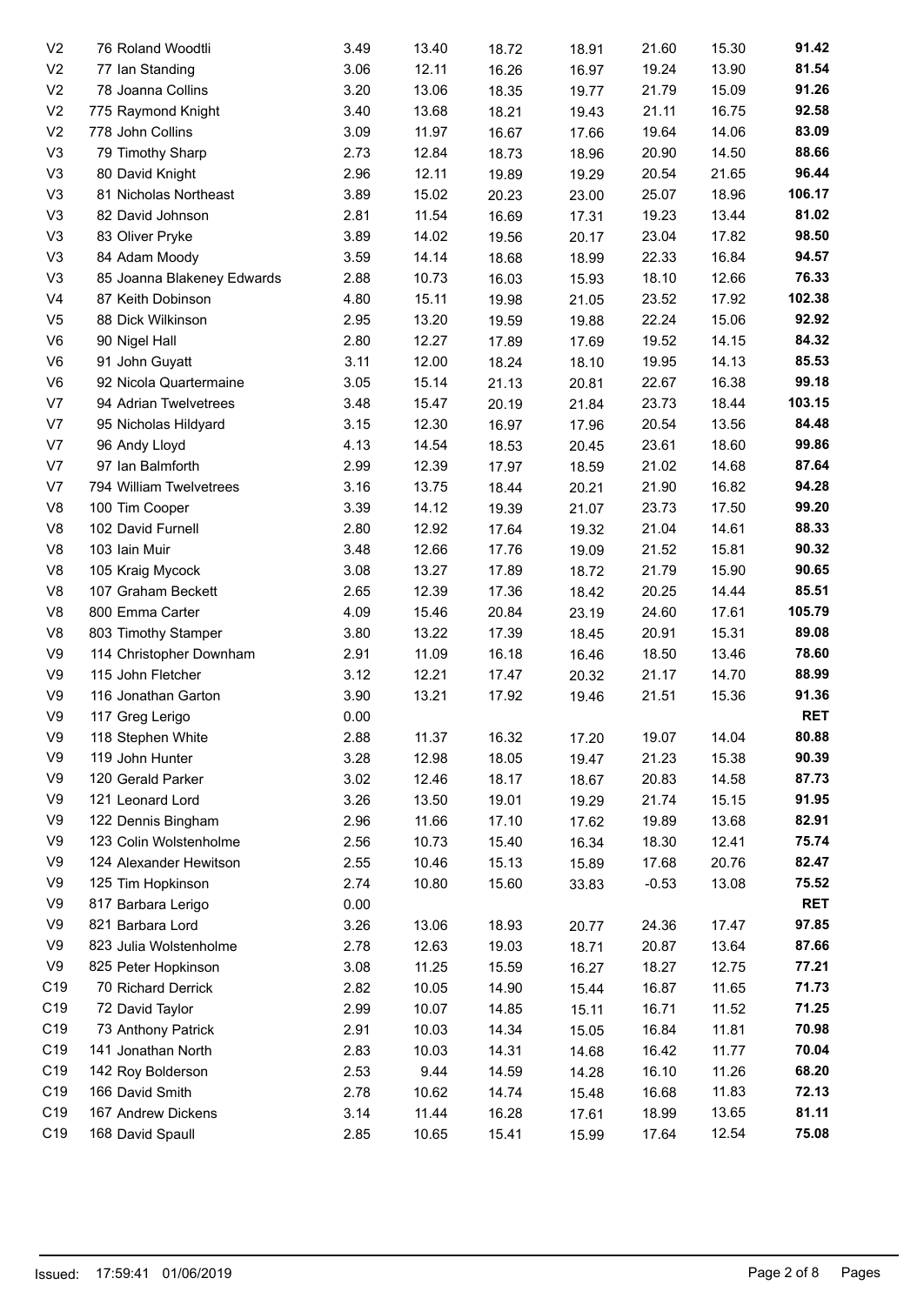| | | | | | | | | |
|---|---|---|---|---|---|---|---|---|
| V2 | 76 Roland Woodtli | 3.49 | 13.40 | 18.72 | 18.91 | 21.60 | 15.30 | **91.42** |
| V2 | 77 Ian Standing | 3.06 | 12.11 | 16.26 | 16.97 | 19.24 | 13.90 | **81.54** |
| V2 | 78 Joanna Collins | 3.20 | 13.06 | 18.35 | 19.77 | 21.79 | 15.09 | **91.26** |
| V2 | 775 Raymond Knight | 3.40 | 13.68 | 18.21 | 19.43 | 21.11 | 16.75 | **92.58** |
| V2 | 778 John Collins | 3.09 | 11.97 | 16.67 | 17.66 | 19.64 | 14.06 | **83.09** |
| V3 | 79 Timothy Sharp | 2.73 | 12.84 | 18.73 | 18.96 | 20.90 | 14.50 | **88.66** |
| V3 | 80 David Knight | 2.96 | 12.11 | 19.89 | 19.29 | 20.54 | 21.65 | **96.44** |
| V3 | 81 Nicholas Northeast | 3.89 | 15.02 | 20.23 | 23.00 | 25.07 | 18.96 | **106.17** |
| V3 | 82 David Johnson | 2.81 | 11.54 | 16.69 | 17.31 | 19.23 | 13.44 | **81.02** |
| V3 | 83 Oliver Pryke | 3.89 | 14.02 | 19.56 | 20.17 | 23.04 | 17.82 | **98.50** |
| V3 | 84 Adam Moody | 3.59 | 14.14 | 18.68 | 18.99 | 22.33 | 16.84 | **94.57** |
| V3 | 85 Joanna Blakeney Edwards | 2.88 | 10.73 | 16.03 | 15.93 | 18.10 | 12.66 | **76.33** |
| V4 | 87 Keith Dobinson | 4.80 | 15.11 | 19.98 | 21.05 | 23.52 | 17.92 | **102.38** |
| V5 | 88 Dick Wilkinson | 2.95 | 13.20 | 19.59 | 19.88 | 22.24 | 15.06 | **92.92** |
| V6 | 90 Nigel Hall | 2.80 | 12.27 | 17.89 | 17.69 | 19.52 | 14.15 | **84.32** |
| V6 | 91 John Guyatt | 3.11 | 12.00 | 18.24 | 18.10 | 19.95 | 14.13 | **85.53** |
| V6 | 92 Nicola Quartermaine | 3.05 | 15.14 | 21.13 | 20.81 | 22.67 | 16.38 | **99.18** |
| V7 | 94 Adrian Twelvetrees | 3.48 | 15.47 | 20.19 | 21.84 | 23.73 | 18.44 | **103.15** |
| V7 | 95 Nicholas Hildyard | 3.15 | 12.30 | 16.97 | 17.96 | 20.54 | 13.56 | **84.48** |
| V7 | 96 Andy Lloyd | 4.13 | 14.54 | 18.53 | 20.45 | 23.61 | 18.60 | **99.86** |
| V7 | 97 Ian Balmforth | 2.99 | 12.39 | 17.97 | 18.59 | 21.02 | 14.68 | **87.64** |
| V7 | 794 William Twelvetrees | 3.16 | 13.75 | 18.44 | 20.21 | 21.90 | 16.82 | **94.28** |
| V8 | 100 Tim Cooper | 3.39 | 14.12 | 19.39 | 21.07 | 23.73 | 17.50 | **99.20** |
| V8 | 102 David Furnell | 2.80 | 12.92 | 17.64 | 19.32 | 21.04 | 14.61 | **88.33** |
| V8 | 103 Iain Muir | 3.48 | 12.66 | 17.76 | 19.09 | 21.52 | 15.81 | **90.32** |
| V8 | 105 Kraig Mycock | 3.08 | 13.27 | 17.89 | 18.72 | 21.79 | 15.90 | **90.65** |
| V8 | 107 Graham Beckett | 2.65 | 12.39 | 17.36 | 18.42 | 20.25 | 14.44 | **85.51** |
| V8 | 800 Emma Carter | 4.09 | 15.46 | 20.84 | 23.19 | 24.60 | 17.61 | **105.79** |
| V8 | 803 Timothy Stamper | 3.80 | 13.22 | 17.39 | 18.45 | 20.91 | 15.31 | **89.08** |
| V9 | 114 Christopher Downham | 2.91 | 11.09 | 16.18 | 16.46 | 18.50 | 13.46 | **78.60** |
| V9 | 115 John Fletcher | 3.12 | 12.21 | 17.47 | 20.32 | 21.17 | 14.70 | **88.99** |
| V9 | 116 Jonathan Garton | 3.90 | 13.21 | 17.92 | 19.46 | 21.51 | 15.36 | **91.36** |
| V9 | 117 Greg Lerigo | 0.00 | | | | | | **RET** |
| V9 | 118 Stephen White | 2.88 | 11.37 | 16.32 | 17.20 | 19.07 | 14.04 | **80.88** |
| V9 | 119 John Hunter | 3.28 | 12.98 | 18.05 | 19.47 | 21.23 | 15.38 | **90.39** |
| V9 | 120 Gerald Parker | 3.02 | 12.46 | 18.17 | 18.67 | 20.83 | 14.58 | **87.73** |
| V9 | 121 Leonard Lord | 3.26 | 13.50 | 19.01 | 19.29 | 21.74 | 15.15 | **91.95** |
| V9 | 122 Dennis Bingham | 2.96 | 11.66 | 17.10 | 17.62 | 19.89 | 13.68 | **82.91** |
| V9 | 123 Colin Wolstenholme | 2.56 | 10.73 | 15.40 | 16.34 | 18.30 | 12.41 | **75.74** |
| V9 | 124 Alexander Hewitson | 2.55 | 10.46 | 15.13 | 15.89 | 17.68 | 20.76 | **82.47** |
| V9 | 125 Tim Hopkinson | 2.74 | 10.80 | 15.60 | 33.83 | -0.53 | 13.08 | **75.52** |
| V9 | 817 Barbara Lerigo | 0.00 | | | | | | **RET** |
| V9 | 821 Barbara Lord | 3.26 | 13.06 | 18.93 | 20.77 | 24.36 | 17.47 | **97.85** |
| V9 | 823 Julia Wolstenholme | 2.78 | 12.63 | 19.03 | 18.71 | 20.87 | 13.64 | **87.66** |
| V9 | 825 Peter Hopkinson | 3.08 | 11.25 | 15.59 | 16.27 | 18.27 | 12.75 | **77.21** |
| C19 | 70 Richard Derrick | 2.82 | 10.05 | 14.90 | 15.44 | 16.87 | 11.65 | **71.73** |
| C19 | 72 David Taylor | 2.99 | 10.07 | 14.85 | 15.11 | 16.71 | 11.52 | **71.25** |
| C19 | 73 Anthony Patrick | 2.91 | 10.03 | 14.34 | 15.05 | 16.84 | 11.81 | **70.98** |
| C19 | 141 Jonathan North | 2.83 | 10.03 | 14.31 | 14.68 | 16.42 | 11.77 | **70.04** |
| C19 | 142 Roy Bolderson | 2.53 | 9.44 | 14.59 | 14.28 | 16.10 | 11.26 | **68.20** |
| C19 | 166 David Smith | 2.78 | 10.62 | 14.74 | 15.48 | 16.68 | 11.83 | **72.13** |
| C19 | 167 Andrew Dickens | 3.14 | 11.44 | 16.28 | 17.61 | 18.99 | 13.65 | **81.11** |
| C19 | 168 David Spaull | 2.85 | 10.65 | 15.41 | 15.99 | 17.64 | 12.54 | **75.08** |

Issued: 17:59:41 01/06/2019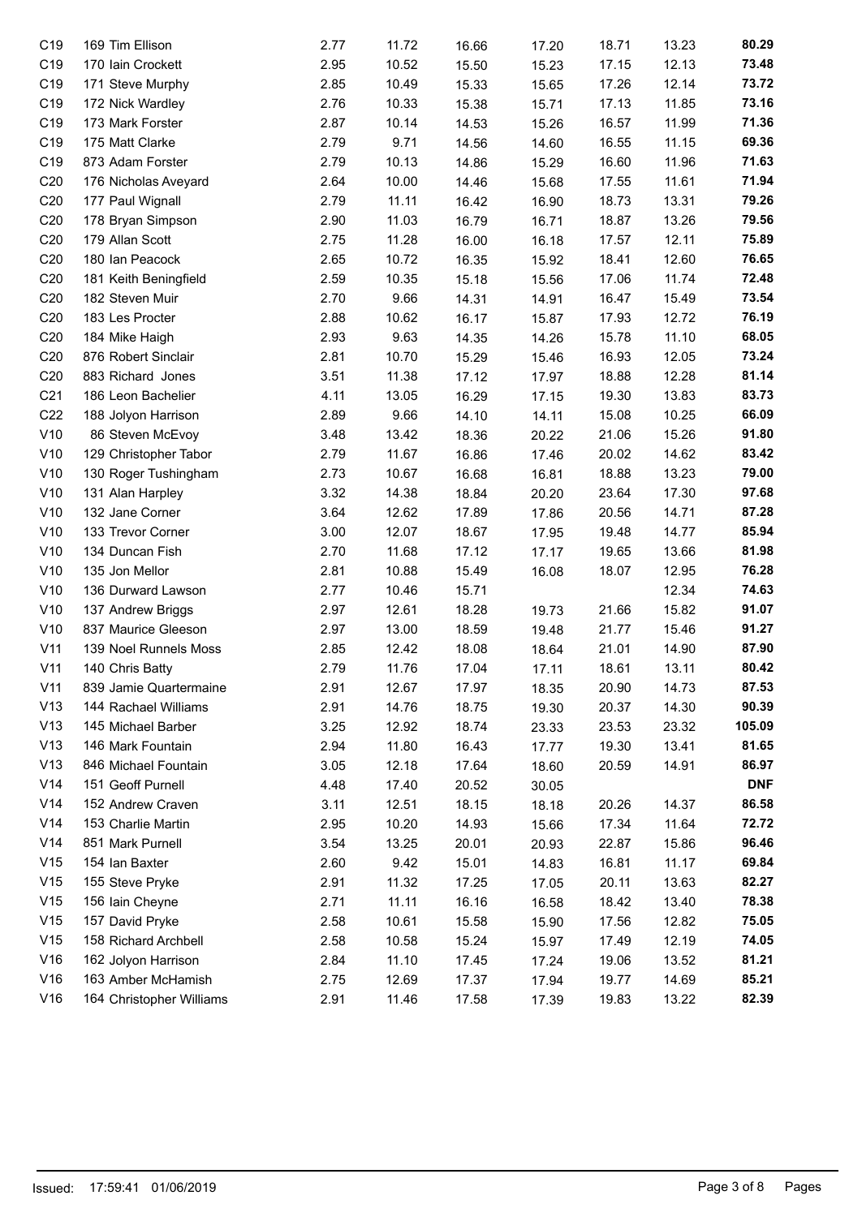| | | | | | | | | |
|---|---|---|---|---|---|---|---|---|
| C19 | 169 Tim Ellison | 2.77 | 11.72 | 16.66 | 17.20 | 18.71 | 13.23 | **80.29** |
| C19 | 170 Iain Crockett | 2.95 | 10.52 | 15.50 | 15.23 | 17.15 | 12.13 | **73.48** |
| C19 | 171 Steve Murphy | 2.85 | 10.49 | 15.33 | 15.65 | 17.26 | 12.14 | **73.72** |
| C19 | 172 Nick Wardley | 2.76 | 10.33 | 15.38 | 15.71 | 17.13 | 11.85 | **73.16** |
| C19 | 173 Mark Forster | 2.87 | 10.14 | 14.53 | 15.26 | 16.57 | 11.99 | **71.36** |
| C19 | 175 Matt Clarke | 2.79 | 9.71 | 14.56 | 14.60 | 16.55 | 11.15 | **69.36** |
| C19 | 873 Adam Forster | 2.79 | 10.13 | 14.86 | 15.29 | 16.60 | 11.96 | **71.63** |
| C20 | 176 Nicholas Aveyard | 2.64 | 10.00 | 14.46 | 15.68 | 17.55 | 11.61 | **71.94** |
| C20 | 177 Paul Wignall | 2.79 | 11.11 | 16.42 | 16.90 | 18.73 | 13.31 | **79.26** |
| C20 | 178 Bryan Simpson | 2.90 | 11.03 | 16.79 | 16.71 | 18.87 | 13.26 | **79.56** |
| C20 | 179 Allan Scott | 2.75 | 11.28 | 16.00 | 16.18 | 17.57 | 12.11 | **75.89** |
| C20 | 180 Ian Peacock | 2.65 | 10.72 | 16.35 | 15.92 | 18.41 | 12.60 | **76.65** |
| C20 | 181 Keith Beningfield | 2.59 | 10.35 | 15.18 | 15.56 | 17.06 | 11.74 | **72.48** |
| C20 | 182 Steven Muir | 2.70 | 9.66 | 14.31 | 14.91 | 16.47 | 15.49 | **73.54** |
| C20 | 183 Les Procter | 2.88 | 10.62 | 16.17 | 15.87 | 17.93 | 12.72 | **76.19** |
| C20 | 184 Mike Haigh | 2.93 | 9.63 | 14.35 | 14.26 | 15.78 | 11.10 | **68.05** |
| C20 | 876 Robert Sinclair | 2.81 | 10.70 | 15.29 | 15.46 | 16.93 | 12.05 | **73.24** |
| C20 | 883 Richard Jones | 3.51 | 11.38 | 17.12 | 17.97 | 18.88 | 12.28 | **81.14** |
| C21 | 186 Leon Bachelier | 4.11 | 13.05 | 16.29 | 17.15 | 19.30 | 13.83 | **83.73** |
| C22 | 188 Jolyon Harrison | 2.89 | 9.66 | 14.10 | 14.11 | 15.08 | 10.25 | **66.09** |
| V10 | 86 Steven McEvoy | 3.48 | 13.42 | 18.36 | 20.22 | 21.06 | 15.26 | **91.80** |
| V10 | 129 Christopher Tabor | 2.79 | 11.67 | 16.86 | 17.46 | 20.02 | 14.62 | **83.42** |
| V10 | 130 Roger Tushingham | 2.73 | 10.67 | 16.68 | 16.81 | 18.88 | 13.23 | **79.00** |
| V10 | 131 Alan Harpley | 3.32 | 14.38 | 18.84 | 20.20 | 23.64 | 17.30 | **97.68** |
| V10 | 132 Jane Corner | 3.64 | 12.62 | 17.89 | 17.86 | 20.56 | 14.71 | **87.28** |
| V10 | 133 Trevor Corner | 3.00 | 12.07 | 18.67 | 17.95 | 19.48 | 14.77 | **85.94** |
| V10 | 134 Duncan Fish | 2.70 | 11.68 | 17.12 | 17.17 | 19.65 | 13.66 | **81.98** |
| V10 | 135 Jon Mellor | 2.81 | 10.88 | 15.49 | 16.08 | 18.07 | 12.95 | **76.28** |
| V10 | 136 Durward Lawson | 2.77 | 10.46 | 15.71 | | | 12.34 | **74.63** |
| V10 | 137 Andrew Briggs | 2.97 | 12.61 | 18.28 | 19.73 | 21.66 | 15.82 | **91.07** |
| V10 | 837 Maurice Gleeson | 2.97 | 13.00 | 18.59 | 19.48 | 21.77 | 15.46 | **91.27** |
| V11 | 139 Noel Runnels Moss | 2.85 | 12.42 | 18.08 | 18.64 | 21.01 | 14.90 | **87.90** |
| V11 | 140 Chris Batty | 2.79 | 11.76 | 17.04 | 17.11 | 18.61 | 13.11 | **80.42** |
| V11 | 839 Jamie Quartermaine | 2.91 | 12.67 | 17.97 | 18.35 | 20.90 | 14.73 | **87.53** |
| V13 | 144 Rachael Williams | 2.91 | 14.76 | 18.75 | 19.30 | 20.37 | 14.30 | **90.39** |
| V13 | 145 Michael Barber | 3.25 | 12.92 | 18.74 | 23.33 | 23.53 | 23.32 | **105.09** |
| V13 | 146 Mark Fountain | 2.94 | 11.80 | 16.43 | 17.77 | 19.30 | 13.41 | **81.65** |
| V13 | 846 Michael Fountain | 3.05 | 12.18 | 17.64 | 18.60 | 20.59 | 14.91 | **86.97** |
| V14 | 151 Geoff Purnell | 4.48 | 17.40 | 20.52 | 30.05 | | | **DNF** |
| V14 | 152 Andrew Craven | 3.11 | 12.51 | 18.15 | 18.18 | 20.26 | 14.37 | **86.58** |
| V14 | 153 Charlie Martin | 2.95 | 10.20 | 14.93 | 15.66 | 17.34 | 11.64 | **72.72** |
| V14 | 851 Mark Purnell | 3.54 | 13.25 | 20.01 | 20.93 | 22.87 | 15.86 | **96.46** |
| V15 | 154 Ian Baxter | 2.60 | 9.42 | 15.01 | 14.83 | 16.81 | 11.17 | **69.84** |
| V15 | 155 Steve Pryke | 2.91 | 11.32 | 17.25 | 17.05 | 20.11 | 13.63 | **82.27** |
| V15 | 156 Iain Cheyne | 2.71 | 11.11 | 16.16 | 16.58 | 18.42 | 13.40 | **78.38** |
| V15 | 157 David Pryke | 2.58 | 10.61 | 15.58 | 15.90 | 17.56 | 12.82 | **75.05** |
| V15 | 158 Richard Archbell | 2.58 | 10.58 | 15.24 | 15.97 | 17.49 | 12.19 | **74.05** |
| V16 | 162 Jolyon Harrison | 2.84 | 11.10 | 17.45 | 17.24 | 19.06 | 13.52 | **81.21** |
| V16 | 163 Amber McHamish | 2.75 | 12.69 | 17.37 | 17.94 | 19.77 | 14.69 | **85.21** |
| V16 | 164 Christopher Williams | 2.91 | 11.46 | 17.58 | 17.39 | 19.83 | 13.22 | **82.39** |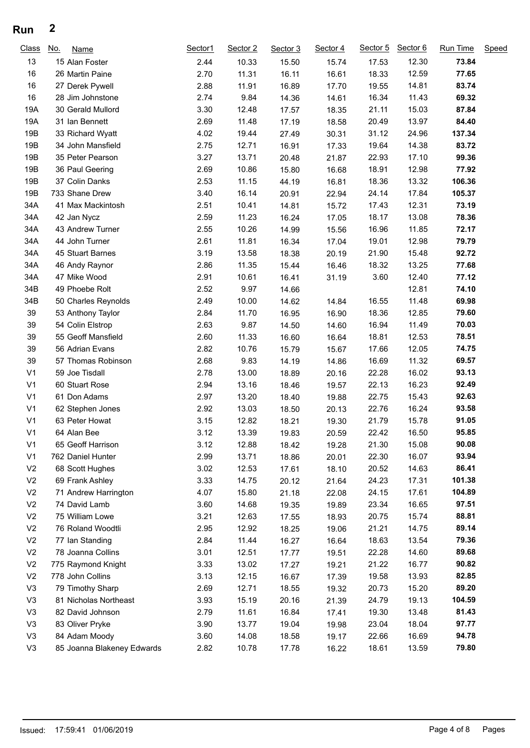# Run 2

| Class | No. | Name | Sector1 | Sector 2 | Sector 3 | Sector 4 | Sector 5 | Sector 6 | Run Time | Speed |
|---|---|---|---|---|---|---|---|---|---|---|
| 13 | 15 | Alan Foster | 2.44 | 10.33 | 15.50 | 15.74 | 17.53 | 12.30 | **73.84** | |
| 16 | 26 | Martin Paine | 2.70 | 11.31 | 16.11 | 16.61 | 18.33 | 12.59 | **77.65** | |
| 16 | 27 | Derek Pywell | 2.88 | 11.91 | 16.89 | 17.70 | 19.55 | 14.81 | **83.74** | |
| 16 | 28 | Jim Johnstone | 2.74 | 9.84 | 14.36 | 14.61 | 16.34 | 11.43 | **69.32** | |
| 19A | 30 | Gerald Mullord | 3.30 | 12.48 | 17.57 | 18.35 | 21.11 | 15.03 | **87.84** | |
| 19A | 31 | Ian Bennett | 2.69 | 11.48 | 17.19 | 18.58 | 20.49 | 13.97 | **84.40** | |
| 19B | 33 | Richard Wyatt | 4.02 | 19.44 | 27.49 | 30.31 | 31.12 | 24.96 | **137.34** | |
| 19B | 34 | John Mansfield | 2.75 | 12.71 | 16.91 | 17.33 | 19.64 | 14.38 | **83.72** | |
| 19B | 35 | Peter Pearson | 3.27 | 13.71 | 20.48 | 21.87 | 22.93 | 17.10 | **99.36** | |
| 19B | 36 | Paul Geering | 2.69 | 10.86 | 15.80 | 16.68 | 18.91 | 12.98 | **77.92** | |
| 19B | 37 | Colin Danks | 2.53 | 11.15 | 44.19 | 16.81 | 18.36 | 13.32 | **106.36** | |
| 19B | 733 | Shane Drew | 3.40 | 16.14 | 20.91 | 22.94 | 24.14 | 17.84 | **105.37** | |
| 34A | 41 | Max Mackintosh | 2.51 | 10.41 | 14.81 | 15.72 | 17.43 | 12.31 | **73.19** | |
| 34A | 42 | Jan Nycz | 2.59 | 11.23 | 16.24 | 17.05 | 18.17 | 13.08 | **78.36** | |
| 34A | 43 | Andrew Turner | 2.55 | 10.26 | 14.99 | 15.56 | 16.96 | 11.85 | **72.17** | |
| 34A | 44 | John Turner | 2.61 | 11.81 | 16.34 | 17.04 | 19.01 | 12.98 | **79.79** | |
| 34A | 45 | Stuart Barnes | 3.19 | 13.58 | 18.38 | 20.19 | 21.90 | 15.48 | **92.72** | |
| 34A | 46 | Andy Raynor | 2.86 | 11.35 | 15.44 | 16.46 | 18.32 | 13.25 | **77.68** | |
| 34A | 47 | Mike Wood | 2.91 | 10.61 | 16.41 | 31.19 | 3.60 | 12.40 | **77.12** | |
| 34B | 49 | Phoebe Rolt | 2.52 | 9.97 | 14.66 | | | 12.81 | **74.10** | |
| 34B | 50 | Charles Reynolds | 2.49 | 10.00 | 14.62 | 14.84 | 16.55 | 11.48 | **69.98** | |
| 39 | 53 | Anthony Taylor | 2.84 | 11.70 | 16.95 | 16.90 | 18.36 | 12.85 | **79.60** | |
| 39 | 54 | Colin Elstrop | 2.63 | 9.87 | 14.50 | 14.60 | 16.94 | 11.49 | **70.03** | |
| 39 | 55 | Geoff Mansfield | 2.60 | 11.33 | 16.60 | 16.64 | 18.81 | 12.53 | **78.51** | |
| 39 | 56 | Adrian Evans | 2.82 | 10.76 | 15.79 | 15.67 | 17.66 | 12.05 | **74.75** | |
| 39 | 57 | Thomas Robinson | 2.68 | 9.83 | 14.19 | 14.86 | 16.69 | 11.32 | **69.57** | |
| V1 | 59 | Joe Tisdall | 2.78 | 13.00 | 18.89 | 20.16 | 22.28 | 16.02 | **93.13** | |
| V1 | 60 | Stuart Rose | 2.94 | 13.16 | 18.46 | 19.57 | 22.13 | 16.23 | **92.49** | |
| V1 | 61 | Don Adams | 2.97 | 13.20 | 18.40 | 19.88 | 22.75 | 15.43 | **92.63** | |
| V1 | 62 | Stephen Jones | 2.92 | 13.03 | 18.50 | 20.13 | 22.76 | 16.24 | **93.58** | |
| V1 | 63 | Peter Howat | 3.15 | 12.82 | 18.21 | 19.30 | 21.79 | 15.78 | **91.05** | |
| V1 | 64 | Alan Bee | 3.12 | 13.39 | 19.83 | 20.59 | 22.42 | 16.50 | **95.85** | |
| V1 | 65 | Geoff Harrison | 3.12 | 12.88 | 18.42 | 19.28 | 21.30 | 15.08 | **90.08** | |
| V1 | 762 | Daniel Hunter | 2.99 | 13.71 | 18.86 | 20.01 | 22.30 | 16.07 | **93.94** | |
| V2 | 68 | Scott Hughes | 3.02 | 12.53 | 17.61 | 18.10 | 20.52 | 14.63 | **86.41** | |
| V2 | 69 | Frank Ashley | 3.33 | 14.75 | 20.12 | 21.64 | 24.23 | 17.31 | **101.38** | |
| V2 | 71 | Andrew Harrington | 4.07 | 15.80 | 21.18 | 22.08 | 24.15 | 17.61 | **104.89** | |
| V2 | 74 | David Lamb | 3.60 | 14.68 | 19.35 | 19.89 | 23.34 | 16.65 | **97.51** | |
| V2 | 75 | William Lowe | 3.21 | 12.63 | 17.55 | 18.93 | 20.75 | 15.74 | **88.81** | |
| V2 | 76 | Roland Woodtli | 2.95 | 12.92 | 18.25 | 19.06 | 21.21 | 14.75 | **89.14** | |
| V2 | 77 | Ian Standing | 2.84 | 11.44 | 16.27 | 16.64 | 18.63 | 13.54 | **79.36** | |
| V2 | 78 | Joanna Collins | 3.01 | 12.51 | 17.77 | 19.51 | 22.28 | 14.60 | **89.68** | |
| V2 | 775 | Raymond Knight | 3.33 | 13.02 | 17.27 | 19.21 | 21.22 | 16.77 | **90.82** | |
| V2 | 778 | John Collins | 3.13 | 12.15 | 16.67 | 17.39 | 19.58 | 13.93 | **82.85** | |
| V3 | 79 | Timothy Sharp | 2.69 | 12.71 | 18.55 | 19.32 | 20.73 | 15.20 | **89.20** | |
| V3 | 81 | Nicholas Northeast | 3.93 | 15.19 | 20.16 | 21.39 | 24.79 | 19.13 | **104.59** | |
| V3 | 82 | David Johnson | 2.79 | 11.61 | 16.84 | 17.41 | 19.30 | 13.48 | **81.43** | |
| V3 | 83 | Oliver Pryke | 3.90 | 13.77 | 19.04 | 19.98 | 23.04 | 18.04 | **97.77** | |
| V3 | 84 | Adam Moody | 3.60 | 14.08 | 18.58 | 19.17 | 22.66 | 16.69 | **94.78** | |
| V3 | 85 | Joanna Blakeney Edwards | 2.82 | 10.78 | 17.78 | 16.22 | 18.61 | 13.59 | **79.80** | |

Issued: 17:59:41 01/06/2019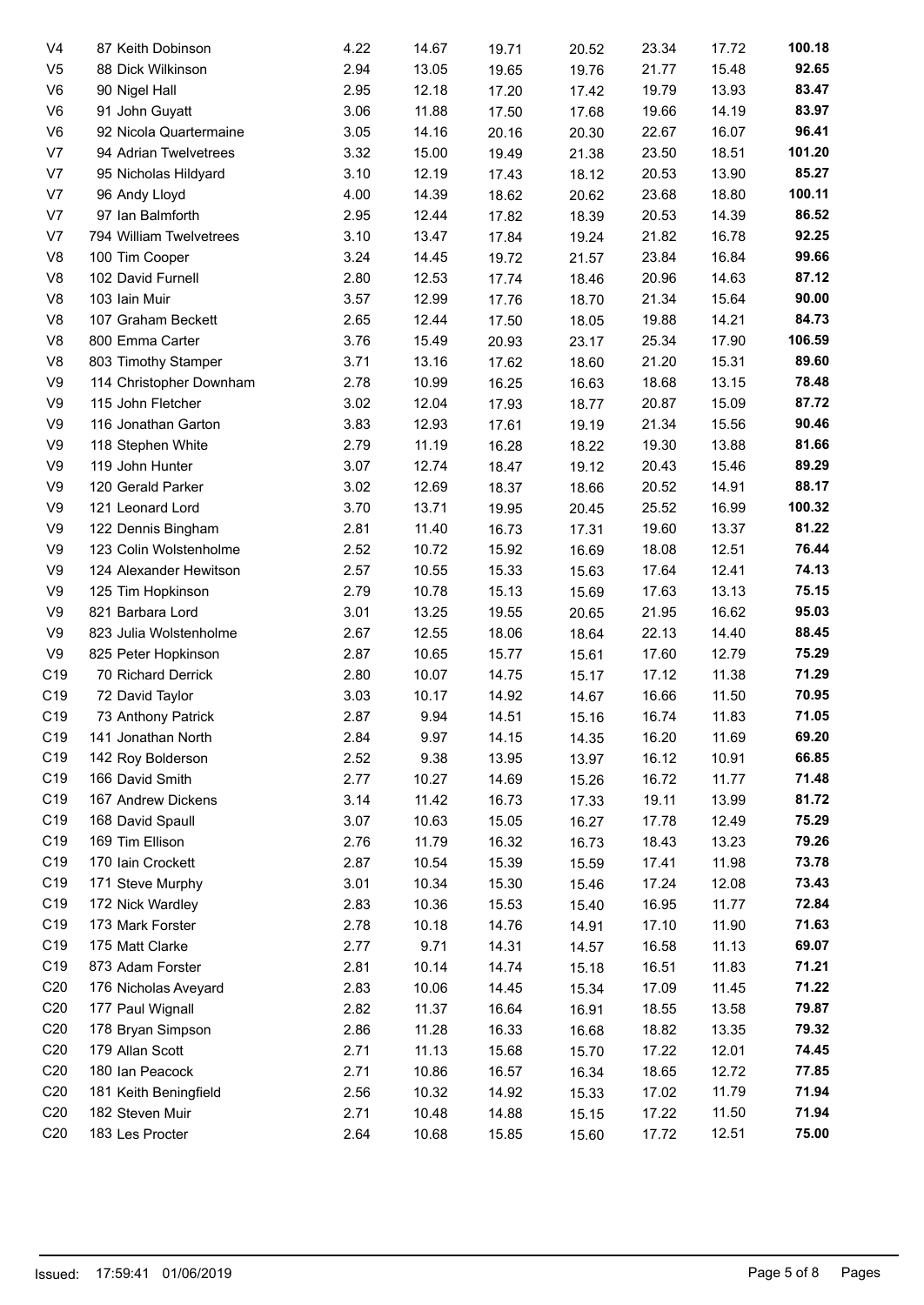| | | | | | | | | |
|---|---|---|---|---|---|---|---|---|
| V4 | 87 Keith Dobinson | 4.22 | 14.67 | 19.71 | 20.52 | 23.34 | 17.72 | **100.18** |
| V5 | 88 Dick Wilkinson | 2.94 | 13.05 | 19.65 | 19.76 | 21.77 | 15.48 | **92.65** |
| V6 | 90 Nigel Hall | 2.95 | 12.18 | 17.20 | 17.42 | 19.79 | 13.93 | **83.47** |
| V6 | 91 John Guyatt | 3.06 | 11.88 | 17.50 | 17.68 | 19.66 | 14.19 | **83.97** |
| V6 | 92 Nicola Quartermaine | 3.05 | 14.16 | 20.16 | 20.30 | 22.67 | 16.07 | **96.41** |
| V7 | 94 Adrian Twelvetrees | 3.32 | 15.00 | 19.49 | 21.38 | 23.50 | 18.51 | **101.20** |
| V7 | 95 Nicholas Hildyard | 3.10 | 12.19 | 17.43 | 18.12 | 20.53 | 13.90 | **85.27** |
| V7 | 96 Andy Lloyd | 4.00 | 14.39 | 18.62 | 20.62 | 23.68 | 18.80 | **100.11** |
| V7 | 97 Ian Balmforth | 2.95 | 12.44 | 17.82 | 18.39 | 20.53 | 14.39 | **86.52** |
| V7 | 794 William Twelvetrees | 3.10 | 13.47 | 17.84 | 19.24 | 21.82 | 16.78 | **92.25** |
| V8 | 100 Tim Cooper | 3.24 | 14.45 | 19.72 | 21.57 | 23.84 | 16.84 | **99.66** |
| V8 | 102 David Furnell | 2.80 | 12.53 | 17.74 | 18.46 | 20.96 | 14.63 | **87.12** |
| V8 | 103 Iain Muir | 3.57 | 12.99 | 17.76 | 18.70 | 21.34 | 15.64 | **90.00** |
| V8 | 107 Graham Beckett | 2.65 | 12.44 | 17.50 | 18.05 | 19.88 | 14.21 | **84.73** |
| V8 | 800 Emma Carter | 3.76 | 15.49 | 20.93 | 23.17 | 25.34 | 17.90 | **106.59** |
| V8 | 803 Timothy Stamper | 3.71 | 13.16 | 17.62 | 18.60 | 21.20 | 15.31 | **89.60** |
| V9 | 114 Christopher Downham | 2.78 | 10.99 | 16.25 | 16.63 | 18.68 | 13.15 | **78.48** |
| V9 | 115 John Fletcher | 3.02 | 12.04 | 17.93 | 18.77 | 20.87 | 15.09 | **87.72** |
| V9 | 116 Jonathan Garton | 3.83 | 12.93 | 17.61 | 19.19 | 21.34 | 15.56 | **90.46** |
| V9 | 118 Stephen White | 2.79 | 11.19 | 16.28 | 18.22 | 19.30 | 13.88 | **81.66** |
| V9 | 119 John Hunter | 3.07 | 12.74 | 18.47 | 19.12 | 20.43 | 15.46 | **89.29** |
| V9 | 120 Gerald Parker | 3.02 | 12.69 | 18.37 | 18.66 | 20.52 | 14.91 | **88.17** |
| V9 | 121 Leonard Lord | 3.70 | 13.71 | 19.95 | 20.45 | 25.52 | 16.99 | **100.32** |
| V9 | 122 Dennis Bingham | 2.81 | 11.40 | 16.73 | 17.31 | 19.60 | 13.37 | **81.22** |
| V9 | 123 Colin Wolstenholme | 2.52 | 10.72 | 15.92 | 16.69 | 18.08 | 12.51 | **76.44** |
| V9 | 124 Alexander Hewitson | 2.57 | 10.55 | 15.33 | 15.63 | 17.64 | 12.41 | **74.13** |
| V9 | 125 Tim Hopkinson | 2.79 | 10.78 | 15.13 | 15.69 | 17.63 | 13.13 | **75.15** |
| V9 | 821 Barbara Lord | 3.01 | 13.25 | 19.55 | 20.65 | 21.95 | 16.62 | **95.03** |
| V9 | 823 Julia Wolstenholme | 2.67 | 12.55 | 18.06 | 18.64 | 22.13 | 14.40 | **88.45** |
| V9 | 825 Peter Hopkinson | 2.87 | 10.65 | 15.77 | 15.61 | 17.60 | 12.79 | **75.29** |
| C19 | 70 Richard Derrick | 2.80 | 10.07 | 14.75 | 15.17 | 17.12 | 11.38 | **71.29** |
| C19 | 72 David Taylor | 3.03 | 10.17 | 14.92 | 14.67 | 16.66 | 11.50 | **70.95** |
| C19 | 73 Anthony Patrick | 2.87 | 9.94 | 14.51 | 15.16 | 16.74 | 11.83 | **71.05** |
| C19 | 141 Jonathan North | 2.84 | 9.97 | 14.15 | 14.35 | 16.20 | 11.69 | **69.20** |
| C19 | 142 Roy Bolderson | 2.52 | 9.38 | 13.95 | 13.97 | 16.12 | 10.91 | **66.85** |
| C19 | 166 David Smith | 2.77 | 10.27 | 14.69 | 15.26 | 16.72 | 11.77 | **71.48** |
| C19 | 167 Andrew Dickens | 3.14 | 11.42 | 16.73 | 17.33 | 19.11 | 13.99 | **81.72** |
| C19 | 168 David Spaull | 3.07 | 10.63 | 15.05 | 16.27 | 17.78 | 12.49 | **75.29** |
| C19 | 169 Tim Ellison | 2.76 | 11.79 | 16.32 | 16.73 | 18.43 | 13.23 | **79.26** |
| C19 | 170 Iain Crockett | 2.87 | 10.54 | 15.39 | 15.59 | 17.41 | 11.98 | **73.78** |
| C19 | 171 Steve Murphy | 3.01 | 10.34 | 15.30 | 15.46 | 17.24 | 12.08 | **73.43** |
| C19 | 172 Nick Wardley | 2.83 | 10.36 | 15.53 | 15.40 | 16.95 | 11.77 | **72.84** |
| C19 | 173 Mark Forster | 2.78 | 10.18 | 14.76 | 14.91 | 17.10 | 11.90 | **71.63** |
| C19 | 175 Matt Clarke | 2.77 | 9.71 | 14.31 | 14.57 | 16.58 | 11.13 | **69.07** |
| C19 | 873 Adam Forster | 2.81 | 10.14 | 14.74 | 15.18 | 16.51 | 11.83 | **71.21** |
| C20 | 176 Nicholas Aveyard | 2.83 | 10.06 | 14.45 | 15.34 | 17.09 | 11.45 | **71.22** |
| C20 | 177 Paul Wignall | 2.82 | 11.37 | 16.64 | 16.91 | 18.55 | 13.58 | **79.87** |
| C20 | 178 Bryan Simpson | 2.86 | 11.28 | 16.33 | 16.68 | 18.82 | 13.35 | **79.32** |
| C20 | 179 Allan Scott | 2.71 | 11.13 | 15.68 | 15.70 | 17.22 | 12.01 | **74.45** |
| C20 | 180 Ian Peacock | 2.71 | 10.86 | 16.57 | 16.34 | 18.65 | 12.72 | **77.85** |
| C20 | 181 Keith Beningfield | 2.56 | 10.32 | 14.92 | 15.33 | 17.02 | 11.79 | **71.94** |
| C20 | 182 Steven Muir | 2.71 | 10.48 | 14.88 | 15.15 | 17.22 | 11.50 | **71.94** |
| C20 | 183 Les Procter | 2.64 | 10.68 | 15.85 | 15.60 | 17.72 | 12.51 | **75.00** |

Issued: 17:59:41 01/06/2019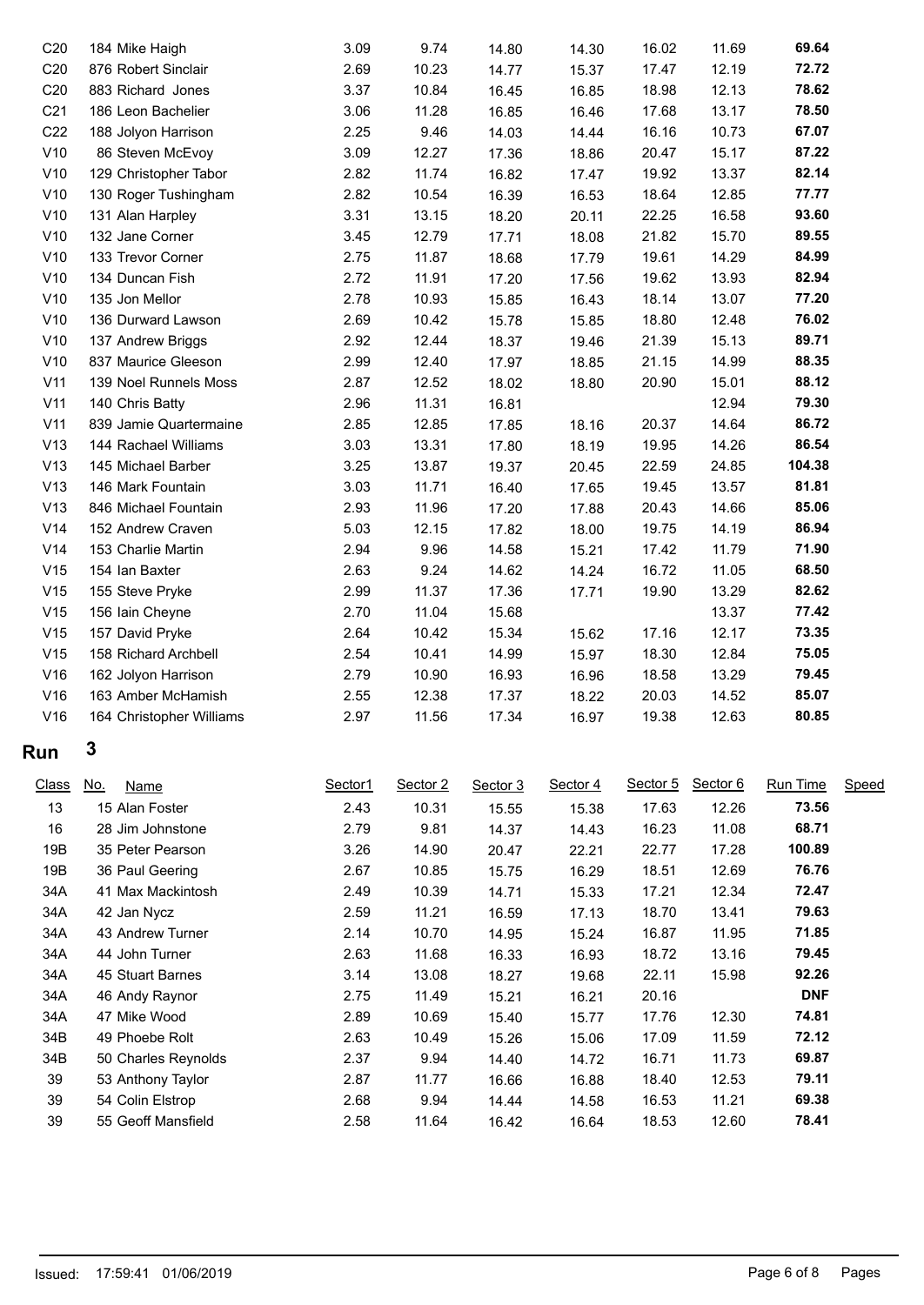| | | | | | | | | |
|---|---|---|---|---|---|---|---|---|
| C20 | 184 Mike Haigh | 3.09 | 9.74 | 14.80 | 14.30 | 16.02 | 11.69 | **69.64** |
| C20 | 876 Robert Sinclair | 2.69 | 10.23 | 14.77 | 15.37 | 17.47 | 12.19 | **72.72** |
| C20 | 883 Richard Jones | 3.37 | 10.84 | 16.45 | 16.85 | 18.98 | 12.13 | **78.62** |
| C21 | 186 Leon Bachelier | 3.06 | 11.28 | 16.85 | 16.46 | 17.68 | 13.17 | **78.50** |
| C22 | 188 Jolyon Harrison | 2.25 | 9.46 | 14.03 | 14.44 | 16.16 | 10.73 | **67.07** |
| V10 | 86 Steven McEvoy | 3.09 | 12.27 | 17.36 | 18.86 | 20.47 | 15.17 | **87.22** |
| V10 | 129 Christopher Tabor | 2.82 | 11.74 | 16.82 | 17.47 | 19.92 | 13.37 | **82.14** |
| V10 | 130 Roger Tushingham | 2.82 | 10.54 | 16.39 | 16.53 | 18.64 | 12.85 | **77.77** |
| V10 | 131 Alan Harpley | 3.31 | 13.15 | 18.20 | 20.11 | 22.25 | 16.58 | **93.60** |
| V10 | 132 Jane Corner | 3.45 | 12.79 | 17.71 | 18.08 | 21.82 | 15.70 | **89.55** |
| V10 | 133 Trevor Corner | 2.75 | 11.87 | 18.68 | 17.79 | 19.61 | 14.29 | **84.99** |
| V10 | 134 Duncan Fish | 2.72 | 11.91 | 17.20 | 17.56 | 19.62 | 13.93 | **82.94** |
| V10 | 135 Jon Mellor | 2.78 | 10.93 | 15.85 | 16.43 | 18.14 | 13.07 | **77.20** |
| V10 | 136 Durward Lawson | 2.69 | 10.42 | 15.78 | 15.85 | 18.80 | 12.48 | **76.02** |
| V10 | 137 Andrew Briggs | 2.92 | 12.44 | 18.37 | 19.46 | 21.39 | 15.13 | **89.71** |
| V10 | 837 Maurice Gleeson | 2.99 | 12.40 | 17.97 | 18.85 | 21.15 | 14.99 | **88.35** |
| V11 | 139 Noel Runnels Moss | 2.87 | 12.52 | 18.02 | 18.80 | 20.90 | 15.01 | **88.12** |
| V11 | 140 Chris Batty | 2.96 | 11.31 | 16.81 | | | 12.94 | **79.30** |
| V11 | 839 Jamie Quartermaine | 2.85 | 12.85 | 17.85 | 18.16 | 20.37 | 14.64 | **86.72** |
| V13 | 144 Rachael Williams | 3.03 | 13.31 | 17.80 | 18.19 | 19.95 | 14.26 | **86.54** |
| V13 | 145 Michael Barber | 3.25 | 13.87 | 19.37 | 20.45 | 22.59 | 24.85 | **104.38** |
| V13 | 146 Mark Fountain | 3.03 | 11.71 | 16.40 | 17.65 | 19.45 | 13.57 | **81.81** |
| V13 | 846 Michael Fountain | 2.93 | 11.96 | 17.20 | 17.88 | 20.43 | 14.66 | **85.06** |
| V14 | 152 Andrew Craven | 5.03 | 12.15 | 17.82 | 18.00 | 19.75 | 14.19 | **86.94** |
| V14 | 153 Charlie Martin | 2.94 | 9.96 | 14.58 | 15.21 | 17.42 | 11.79 | **71.90** |
| V15 | 154 Ian Baxter | 2.63 | 9.24 | 14.62 | 14.24 | 16.72 | 11.05 | **68.50** |
| V15 | 155 Steve Pryke | 2.99 | 11.37 | 17.36 | 17.71 | 19.90 | 13.29 | **82.62** |
| V15 | 156 Iain Cheyne | 2.70 | 11.04 | 15.68 | | | 13.37 | **77.42** |
| V15 | 157 David Pryke | 2.64 | 10.42 | 15.34 | 15.62 | 17.16 | 12.17 | **73.35** |
| V15 | 158 Richard Archbell | 2.54 | 10.41 | 14.99 | 15.97 | 18.30 | 12.84 | **75.05** |
| V16 | 162 Jolyon Harrison | 2.79 | 10.90 | 16.93 | 16.96 | 18.58 | 13.29 | **79.45** |
| V16 | 163 Amber McHamish | 2.55 | 12.38 | 17.37 | 18.22 | 20.03 | 14.52 | **85.07** |
| V16 | 164 Christopher Williams | 2.97 | 11.56 | 17.34 | 16.97 | 19.38 | 12.63 | **80.85** |

## Run 3

| Class | No. Name | Sector1 | Sector 2 | Sector 3 | Sector 4 | Sector 5 | Sector 6 | Run Time | Speed |
|---|---|---|---|---|---|---|---|---|---|
| 13 | 15 Alan Foster | 2.43 | 10.31 | 15.55 | 15.38 | 17.63 | 12.26 | **73.56** | |
| 16 | 28 Jim Johnstone | 2.79 | 9.81 | 14.37 | 14.43 | 16.23 | 11.08 | **68.71** | |
| 19B | 35 Peter Pearson | 3.26 | 14.90 | 20.47 | 22.21 | 22.77 | 17.28 | **100.89** | |
| 19B | 36 Paul Geering | 2.67 | 10.85 | 15.75 | 16.29 | 18.51 | 12.69 | **76.76** | |
| 34A | 41 Max Mackintosh | 2.49 | 10.39 | 14.71 | 15.33 | 17.21 | 12.34 | **72.47** | |
| 34A | 42 Jan Nycz | 2.59 | 11.21 | 16.59 | 17.13 | 18.70 | 13.41 | **79.63** | |
| 34A | 43 Andrew Turner | 2.14 | 10.70 | 14.95 | 15.24 | 16.87 | 11.95 | **71.85** | |
| 34A | 44 John Turner | 2.63 | 11.68 | 16.33 | 16.93 | 18.72 | 13.16 | **79.45** | |
| 34A | 45 Stuart Barnes | 3.14 | 13.08 | 18.27 | 19.68 | 22.11 | 15.98 | **92.26** | |
| 34A | 46 Andy Raynor | 2.75 | 11.49 | 15.21 | 16.21 | 20.16 | | **DNF** | |
| 34A | 47 Mike Wood | 2.89 | 10.69 | 15.40 | 15.77 | 17.76 | 12.30 | **74.81** | |
| 34B | 49 Phoebe Rolt | 2.63 | 10.49 | 15.26 | 15.06 | 17.09 | 11.59 | **72.12** | |
| 34B | 50 Charles Reynolds | 2.37 | 9.94 | 14.40 | 14.72 | 16.71 | 11.73 | **69.87** | |
| 39 | 53 Anthony Taylor | 2.87 | 11.77 | 16.66 | 16.88 | 18.40 | 12.53 | **79.11** | |
| 39 | 54 Colin Elstrop | 2.68 | 9.94 | 14.44 | 14.58 | 16.53 | 11.21 | **69.38** | |
| 39 | 55 Geoff Mansfield | 2.58 | 11.64 | 16.42 | 16.64 | 18.53 | 12.60 | **78.41** | |

Issued: 17:59:41 01/06/2019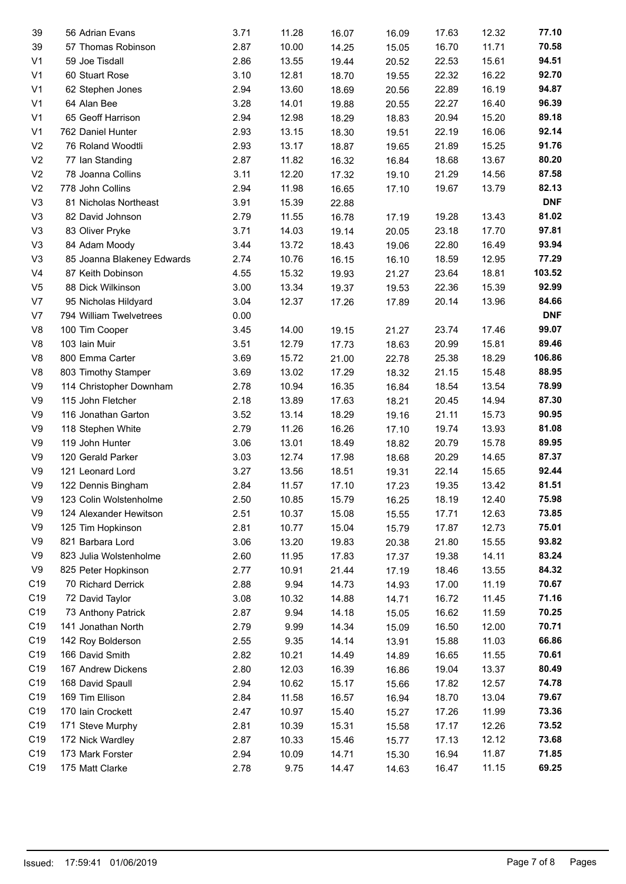| | | | | | | | | |
|---|---|---|---|---|---|---|---|---|
| 39 | 56 Adrian Evans | 3.71 | 11.28 | 16.07 | 16.09 | 17.63 | 12.32 | **77.10** |
| 39 | 57 Thomas Robinson | 2.87 | 10.00 | 14.25 | 15.05 | 16.70 | 11.71 | **70.58** |
| V1 | 59 Joe Tisdall | 2.86 | 13.55 | 19.44 | 20.52 | 22.53 | 15.61 | **94.51** |
| V1 | 60 Stuart Rose | 3.10 | 12.81 | 18.70 | 19.55 | 22.32 | 16.22 | **92.70** |
| V1 | 62 Stephen Jones | 2.94 | 13.60 | 18.69 | 20.56 | 22.89 | 16.19 | **94.87** |
| V1 | 64 Alan Bee | 3.28 | 14.01 | 19.88 | 20.55 | 22.27 | 16.40 | **96.39** |
| V1 | 65 Geoff Harrison | 2.94 | 12.98 | 18.29 | 18.83 | 20.94 | 15.20 | **89.18** |
| V1 | 762 Daniel Hunter | 2.93 | 13.15 | 18.30 | 19.51 | 22.19 | 16.06 | **92.14** |
| V2 | 76 Roland Woodtli | 2.93 | 13.17 | 18.87 | 19.65 | 21.89 | 15.25 | **91.76** |
| V2 | 77 Ian Standing | 2.87 | 11.82 | 16.32 | 16.84 | 18.68 | 13.67 | **80.20** |
| V2 | 78 Joanna Collins | 3.11 | 12.20 | 17.32 | 19.10 | 21.29 | 14.56 | **87.58** |
| V2 | 778 John Collins | 2.94 | 11.98 | 16.65 | 17.10 | 19.67 | 13.79 | **82.13** |
| V3 | 81 Nicholas Northeast | 3.91 | 15.39 | 22.88 | | | | **DNF** |
| V3 | 82 David Johnson | 2.79 | 11.55 | 16.78 | 17.19 | 19.28 | 13.43 | **81.02** |
| V3 | 83 Oliver Pryke | 3.71 | 14.03 | 19.14 | 20.05 | 23.18 | 17.70 | **97.81** |
| V3 | 84 Adam Moody | 3.44 | 13.72 | 18.43 | 19.06 | 22.80 | 16.49 | **93.94** |
| V3 | 85 Joanna Blakeney Edwards | 2.74 | 10.76 | 16.15 | 16.10 | 18.59 | 12.95 | **77.29** |
| V4 | 87 Keith Dobinson | 4.55 | 15.32 | 19.93 | 21.27 | 23.64 | 18.81 | **103.52** |
| V5 | 88 Dick Wilkinson | 3.00 | 13.34 | 19.37 | 19.53 | 22.36 | 15.39 | **92.99** |
| V7 | 95 Nicholas Hildyard | 3.04 | 12.37 | 17.26 | 17.89 | 20.14 | 13.96 | **84.66** |
| V7 | 794 William Twelvetrees | 0.00 | | | | | | **DNF** |
| V8 | 100 Tim Cooper | 3.45 | 14.00 | 19.15 | 21.27 | 23.74 | 17.46 | **99.07** |
| V8 | 103 Iain Muir | 3.51 | 12.79 | 17.73 | 18.63 | 20.99 | 15.81 | **89.46** |
| V8 | 800 Emma Carter | 3.69 | 15.72 | 21.00 | 22.78 | 25.38 | 18.29 | **106.86** |
| V8 | 803 Timothy Stamper | 3.69 | 13.02 | 17.29 | 18.32 | 21.15 | 15.48 | **88.95** |
| V9 | 114 Christopher Downham | 2.78 | 10.94 | 16.35 | 16.84 | 18.54 | 13.54 | **78.99** |
| V9 | 115 John Fletcher | 2.18 | 13.89 | 17.63 | 18.21 | 20.45 | 14.94 | **87.30** |
| V9 | 116 Jonathan Garton | 3.52 | 13.14 | 18.29 | 19.16 | 21.11 | 15.73 | **90.95** |
| V9 | 118 Stephen White | 2.79 | 11.26 | 16.26 | 17.10 | 19.74 | 13.93 | **81.08** |
| V9 | 119 John Hunter | 3.06 | 13.01 | 18.49 | 18.82 | 20.79 | 15.78 | **89.95** |
| V9 | 120 Gerald Parker | 3.03 | 12.74 | 17.98 | 18.68 | 20.29 | 14.65 | **87.37** |
| V9 | 121 Leonard Lord | 3.27 | 13.56 | 18.51 | 19.31 | 22.14 | 15.65 | **92.44** |
| V9 | 122 Dennis Bingham | 2.84 | 11.57 | 17.10 | 17.23 | 19.35 | 13.42 | **81.51** |
| V9 | 123 Colin Wolstenholme | 2.50 | 10.85 | 15.79 | 16.25 | 18.19 | 12.40 | **75.98** |
| V9 | 124 Alexander Hewitson | 2.51 | 10.37 | 15.08 | 15.55 | 17.71 | 12.63 | **73.85** |
| V9 | 125 Tim Hopkinson | 2.81 | 10.77 | 15.04 | 15.79 | 17.87 | 12.73 | **75.01** |
| V9 | 821 Barbara Lord | 3.06 | 13.20 | 19.83 | 20.38 | 21.80 | 15.55 | **93.82** |
| V9 | 823 Julia Wolstenholme | 2.60 | 11.95 | 17.83 | 17.37 | 19.38 | 14.11 | **83.24** |
| V9 | 825 Peter Hopkinson | 2.77 | 10.91 | 21.44 | 17.19 | 18.46 | 13.55 | **84.32** |
| C19 | 70 Richard Derrick | 2.88 | 9.94 | 14.73 | 14.93 | 17.00 | 11.19 | **70.67** |
| C19 | 72 David Taylor | 3.08 | 10.32 | 14.88 | 14.71 | 16.72 | 11.45 | **71.16** |
| C19 | 73 Anthony Patrick | 2.87 | 9.94 | 14.18 | 15.05 | 16.62 | 11.59 | **70.25** |
| C19 | 141 Jonathan North | 2.79 | 9.99 | 14.34 | 15.09 | 16.50 | 12.00 | **70.71** |
| C19 | 142 Roy Bolderson | 2.55 | 9.35 | 14.14 | 13.91 | 15.88 | 11.03 | **66.86** |
| C19 | 166 David Smith | 2.82 | 10.21 | 14.49 | 14.89 | 16.65 | 11.55 | **70.61** |
| C19 | 167 Andrew Dickens | 2.80 | 12.03 | 16.39 | 16.86 | 19.04 | 13.37 | **80.49** |
| C19 | 168 David Spaull | 2.94 | 10.62 | 15.17 | 15.66 | 17.82 | 12.57 | **74.78** |
| C19 | 169 Tim Ellison | 2.84 | 11.58 | 16.57 | 16.94 | 18.70 | 13.04 | **79.67** |
| C19 | 170 Iain Crockett | 2.47 | 10.97 | 15.40 | 15.27 | 17.26 | 11.99 | **73.36** |
| C19 | 171 Steve Murphy | 2.81 | 10.39 | 15.31 | 15.58 | 17.17 | 12.26 | **73.52** |
| C19 | 172 Nick Wardley | 2.87 | 10.33 | 15.46 | 15.77 | 17.13 | 12.12 | **73.68** |
| C19 | 173 Mark Forster | 2.94 | 10.09 | 14.71 | 15.30 | 16.94 | 11.87 | **71.85** |
| C19 | 175 Matt Clarke | 2.78 | 9.75 | 14.47 | 14.63 | 16.47 | 11.15 | **69.25** |

Issued: 17:59:41 01/06/2019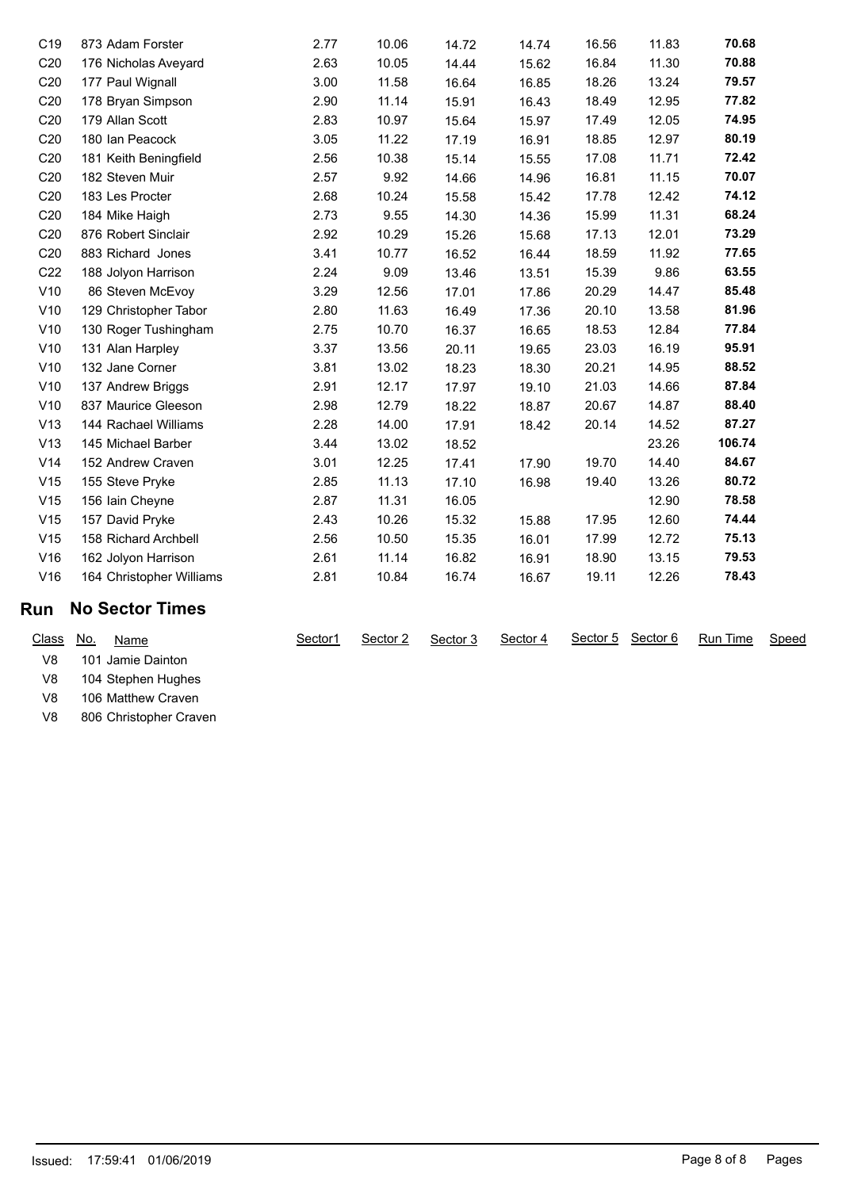| | | | | | | | | | |
|---|---|---|---|---|---|---|---|---|---|
| C19 | 873 Adam Forster | 2.77 | 10.06 | 14.72 | 14.74 | 16.56 | 11.83 | **70.68** | |
| C20 | 176 Nicholas Aveyard | 2.63 | 10.05 | 14.44 | 15.62 | 16.84 | 11.30 | **70.88** | |
| C20 | 177 Paul Wignall | 3.00 | 11.58 | 16.64 | 16.85 | 18.26 | 13.24 | **79.57** | |
| C20 | 178 Bryan Simpson | 2.90 | 11.14 | 15.91 | 16.43 | 18.49 | 12.95 | **77.82** | |
| C20 | 179 Allan Scott | 2.83 | 10.97 | 15.64 | 15.97 | 17.49 | 12.05 | **74.95** | |
| C20 | 180 Ian Peacock | 3.05 | 11.22 | 17.19 | 16.91 | 18.85 | 12.97 | **80.19** | |
| C20 | 181 Keith Beningfield | 2.56 | 10.38 | 15.14 | 15.55 | 17.08 | 11.71 | **72.42** | |
| C20 | 182 Steven Muir | 2.57 | 9.92 | 14.66 | 14.96 | 16.81 | 11.15 | **70.07** | |
| C20 | 183 Les Procter | 2.68 | 10.24 | 15.58 | 15.42 | 17.78 | 12.42 | **74.12** | |
| C20 | 184 Mike Haigh | 2.73 | 9.55 | 14.30 | 14.36 | 15.99 | 11.31 | **68.24** | |
| C20 | 876 Robert Sinclair | 2.92 | 10.29 | 15.26 | 15.68 | 17.13 | 12.01 | **73.29** | |
| C20 | 883 Richard Jones | 3.41 | 10.77 | 16.52 | 16.44 | 18.59 | 11.92 | **77.65** | |
| C22 | 188 Jolyon Harrison | 2.24 | 9.09 | 13.46 | 13.51 | 15.39 | 9.86 | **63.55** | |
| V10 | 86 Steven McEvoy | 3.29 | 12.56 | 17.01 | 17.86 | 20.29 | 14.47 | **85.48** | |
| V10 | 129 Christopher Tabor | 2.80 | 11.63 | 16.49 | 17.36 | 20.10 | 13.58 | **81.96** | |
| V10 | 130 Roger Tushingham | 2.75 | 10.70 | 16.37 | 16.65 | 18.53 | 12.84 | **77.84** | |
| V10 | 131 Alan Harpley | 3.37 | 13.56 | 20.11 | 19.65 | 23.03 | 16.19 | **95.91** | |
| V10 | 132 Jane Corner | 3.81 | 13.02 | 18.23 | 18.30 | 20.21 | 14.95 | **88.52** | |
| V10 | 137 Andrew Briggs | 2.91 | 12.17 | 17.97 | 19.10 | 21.03 | 14.66 | **87.84** | |
| V10 | 837 Maurice Gleeson | 2.98 | 12.79 | 18.22 | 18.87 | 20.67 | 14.87 | **88.40** | |
| V13 | 144 Rachael Williams | 2.28 | 14.00 | 17.91 | 18.42 | 20.14 | 14.52 | **87.27** | |
| V13 | 145 Michael Barber | 3.44 | 13.02 | 18.52 | | | 23.26 | **106.74** | |
| V14 | 152 Andrew Craven | 3.01 | 12.25 | 17.41 | 17.90 | 19.70 | 14.40 | **84.67** | |
| V15 | 155 Steve Pryke | 2.85 | 11.13 | 17.10 | 16.98 | 19.40 | 13.26 | **80.72** | |
| V15 | 156 Iain Cheyne | 2.87 | 11.31 | 16.05 | | | 12.90 | **78.58** | |
| V15 | 157 David Pryke | 2.43 | 10.26 | 15.32 | 15.88 | 17.95 | 12.60 | **74.44** | |
| V15 | 158 Richard Archbell | 2.56 | 10.50 | 15.35 | 16.01 | 17.99 | 12.72 | **75.13** | |
| V16 | 162 Jolyon Harrison | 2.61 | 11.14 | 16.82 | 16.91 | 18.90 | 13.15 | **79.53** | |
| V16 | 164 Christopher Williams | 2.81 | 10.84 | 16.74 | 16.67 | 19.11 | 12.26 | **78.43** | |

## Run No Sector Times

| Class | No. Name | Sector1 | Sector 2 | Sector 3 | Sector 4 | Sector 5 | Sector 6 | Run Time | Speed |
|---|---|---|---|---|---|---|---|---|---|
| V8 | 101 Jamie Dainton | | | | | | | | |
| V8 | 104 Stephen Hughes | | | | | | | | |
| V8 | 106 Matthew Craven | | | | | | | | |
| V8 | 806 Christopher Craven | | | | | | | | |

Issued: 17:59:41 01/06/2019